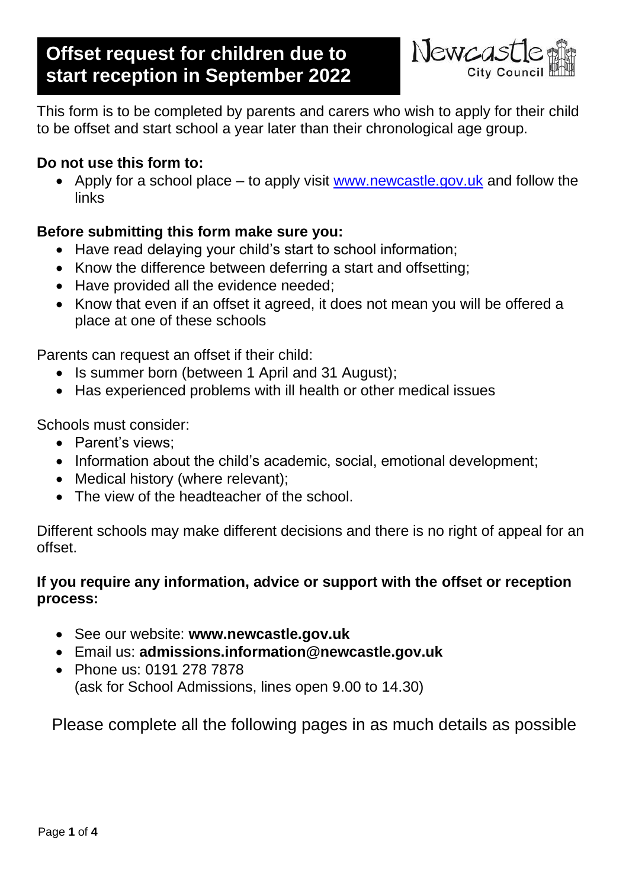# Offset request for children due to start reception in September 2022

This form is to be completed by parents and carers who wish to apply for their child to be offset and start school a year later than their chronological age group.

**Do not use this form to:**

- Apply for a school place – to apply visit [www.newcastle.gov.uk](www.newcastle.gov.uk) and follow the links

**Before submitting this form make sure you:**

- Have read delaying your child's start to school information;
- Know the difference between deferring a start and offsetting;
- Have provided all the evidence needed;
- Know that even if an offset it agreed, it does not mean you will be offered a place at one of these schools

Parents can request an offset if their child:

- Is summer born (between 1 April and 31 August);
- Has experienced problems with ill health or other medical issues

Schools must consider:

- Parent's views;
- Information about the child's academic, social, emotional development;
- Medical history (where relevant);
- The view of the headteacher of the school.

Different schools may make different decisions and there is no right of appeal for an offset.

**If you require any information, advice or support with the offset or reception process:**

- See our website: **www.newcastle.gov.uk**
- Email us: **admissions.information@newcastle.gov.uk**
- Phone us: 0191 278 7878
  (ask for School Admissions, lines open 9.00 to 14.30)

Please complete all the following pages in as much details as possible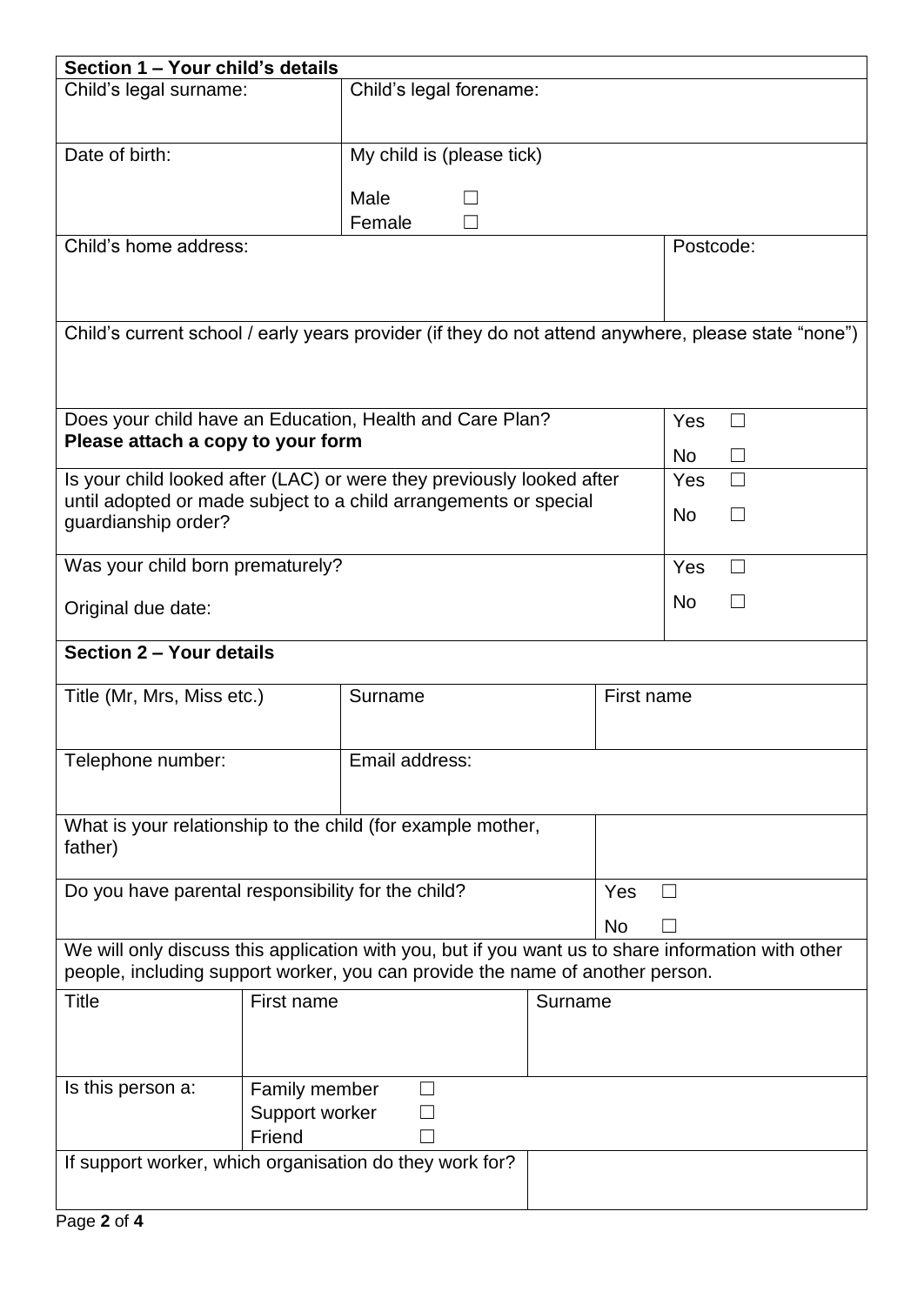## Section 1 – Your child's details

| Child's legal surname: | Child's legal forename: |
|---|---|
| Date of birth: | My child is (please tick)<br><br>Male ☐<br>Female ☐ |

| Child's home address: | Postcode: |
|---|---|
| | |

Child's current school / early years provider (if they do not attend anywhere, please state "none")

| Question | Answer |
|---|---|
| Does your child have an Education, Health and Care Plan?<br>**Please attach a copy to your form** | Yes ☐<br>No ☐ |
| Is your child looked after (LAC) or were they previously looked after until adopted or made subject to a child arrangements or special guardianship order? | Yes ☐<br>No ☐ |
| Was your child born prematurely?<br><br>Original due date: | Yes ☐<br>No ☐ |

## Section 2 – Your details

| Title (Mr, Mrs, Miss etc.) | Surname | First name |
|---|---|---|
| Telephone number: | Email address: | |

| Question | Answer |
|---|---|
| What is your relationship to the child (for example mother, father) | |
| Do you have parental responsibility for the child? | Yes ☐<br>No ☐ |

We will only discuss this application with you, but if you want us to share information with other people, including support worker, you can provide the name of another person.

| Title | First name | Surname |
|---|---|---|
| | | |
| Is this person a: | Family member ☐<br>Support worker ☐<br>Friend ☐ | |
| If support worker, which organisation do they work for? | | |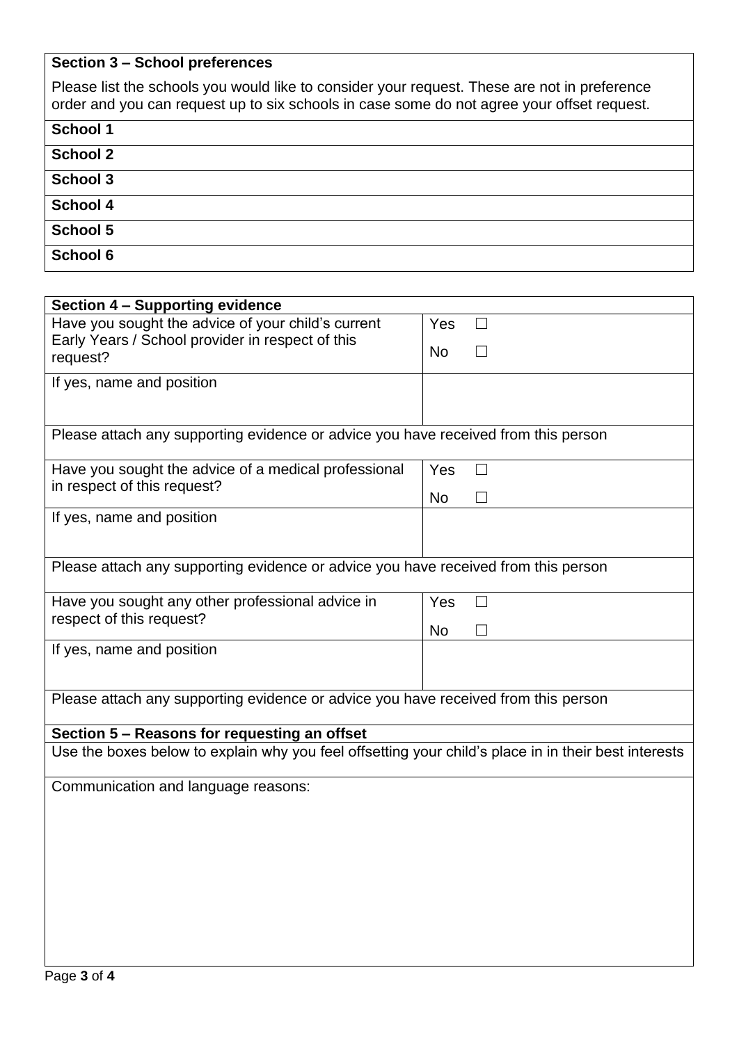| **Section 3 – School preferences** |
|---|
| Please list the schools you would like to consider your request. These are not in preference order and you can request up to six schools in case some do not agree your offset request. |
| **School 1** |
| **School 2** |
| **School 3** |
| **School 4** |
| **School 5** |
| **School 6** |

| **Section 4 – Supporting evidence** | |
|---|---|
| Have you sought the advice of your child's current Early Years / School provider in respect of this request? | Yes ☐<br>No ☐ |
| If yes, name and position | |
| Please attach any supporting evidence or advice you have received from this person | |
| Have you sought the advice of a medical professional in respect of this request? | Yes ☐<br>No ☐ |
| If yes, name and position | |
| Please attach any supporting evidence or advice you have received from this person | |
| Have you sought any other professional advice in respect of this request? | Yes ☐<br>No ☐ |
| If yes, name and position | |
| Please attach any supporting evidence or advice you have received from this person | |

| **Section 5 – Reasons for requesting an offset** |
|---|
| Use the boxes below to explain why you feel offsetting your child's place in in their best interests |
| Communication and language reasons: |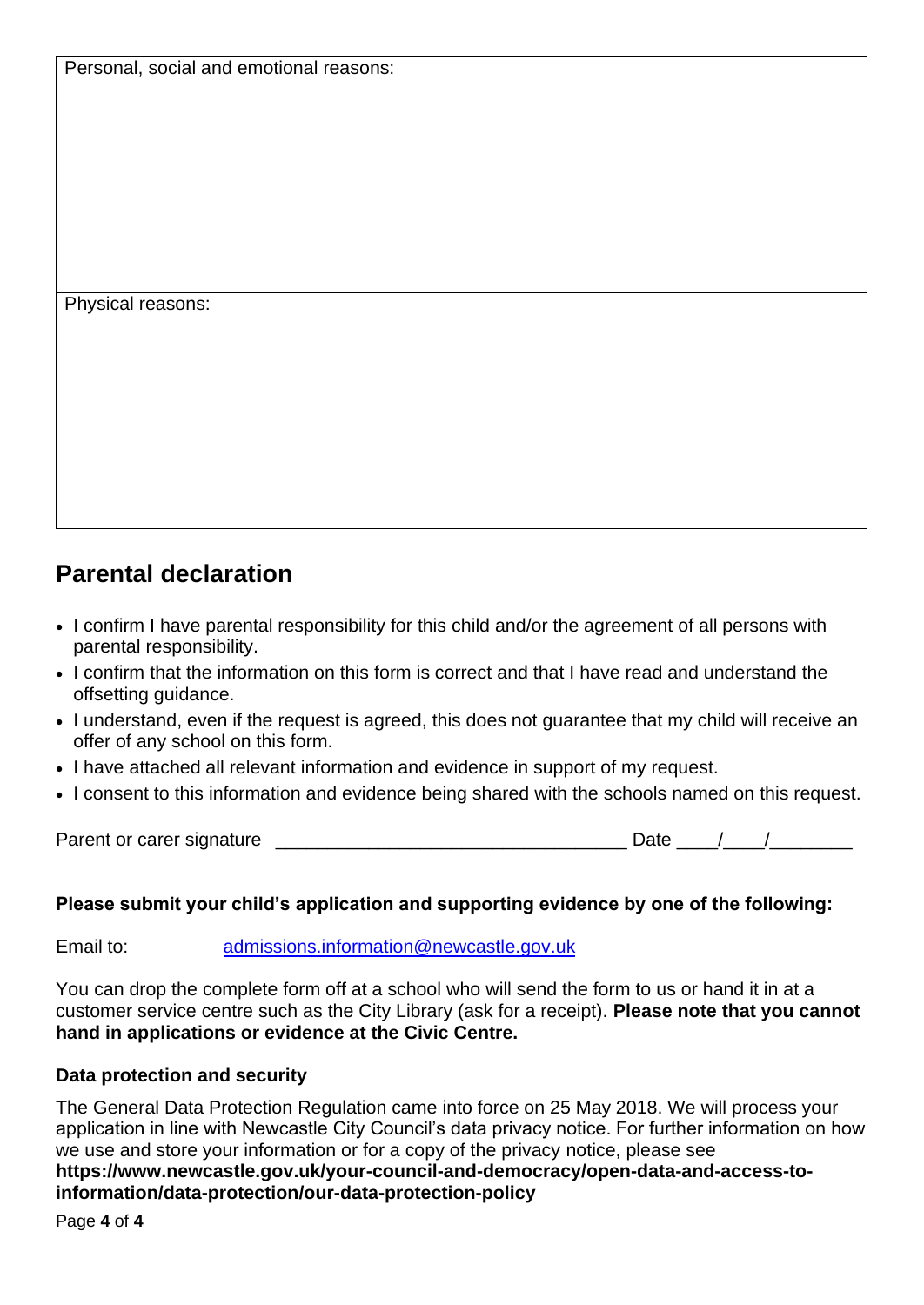| Personal, social and emotional reasons: |
| --- |
| |
| Physical reasons: |
| |

## Parental declaration

- I confirm I have parental responsibility for this child and/or the agreement of all persons with parental responsibility.
- I confirm that the information on this form is correct and that I have read and understand the offsetting guidance.
- I understand, even if the request is agreed, this does not guarantee that my child will receive an offer of any school on this form.
- I have attached all relevant information and evidence in support of my request.
- I consent to this information and evidence being shared with the schools named on this request.

Parent or carer signature _________________________________ Date ____/____/________

**Please submit your child's application and supporting evidence by one of the following:**

Email to: admissions.information@newcastle.gov.uk

You can drop the complete form off at a school who will send the form to us or hand it in at a customer service centre such as the City Library (ask for a receipt). **Please note that you cannot hand in applications or evidence at the Civic Centre.**

**Data protection and security**

The General Data Protection Regulation came into force on 25 May 2018. We will process your application in line with Newcastle City Council's data privacy notice. For further information on how we use and store your information or for a copy of the privacy notice, please see **https://www.newcastle.gov.uk/your-council-and-democracy/open-data-and-access-to-information/data-protection/our-data-protection-policy**